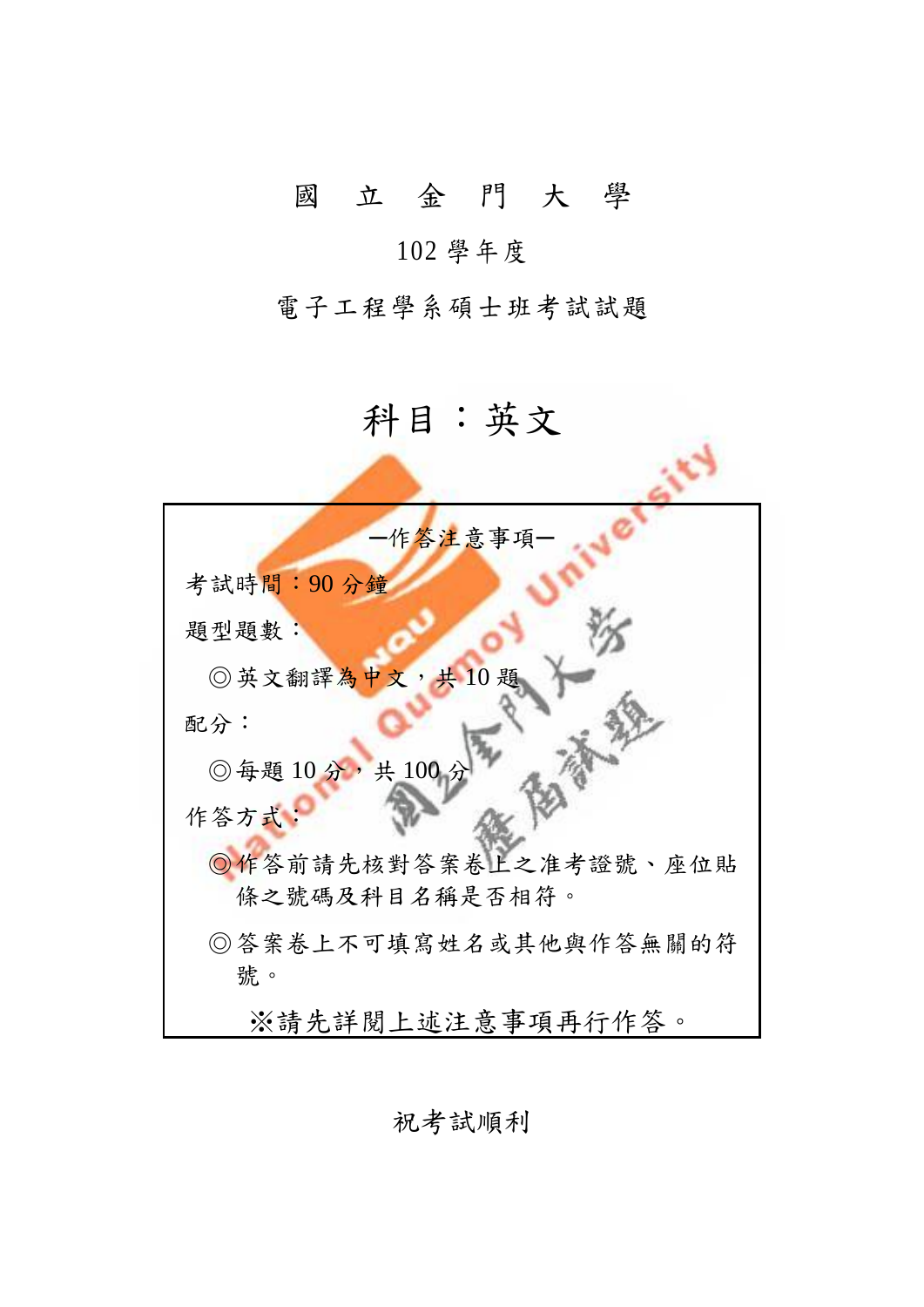# 國　立　金　門　大　學

## 102 學年度

## 電子工程學系碩士班考試試題

# 科目：英文

—作答注意事項—

考試時間：90 分鐘

題型題數：

◎英文翻譯為中文，共 10 題

配分：

◎每題 10 分，共 100 分

作答方式：

◎作答前請先核對答案卷上之准考證號、座位貼條之號碼及科目名稱是否相符。

◎答案卷上不可填寫姓名或其他與作答無關的符號。

※請先詳閱上述注意事項再行作答。

祝考試順利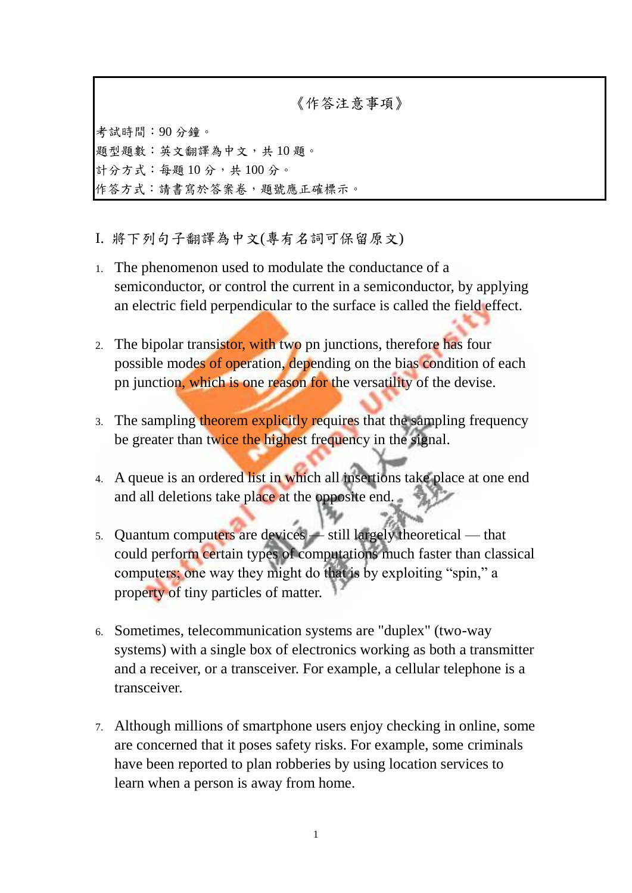《作答注意事項》

考試時間：90 分鐘。
題型題數：英文翻譯為中文，共 10 題。
計分方式：每題 10 分，共 100 分。
作答方式：請書寫於答案卷，題號應正確標示。

I. 將下列句子翻譯為中文(專有名詞可保留原文)

1. The phenomenon used to modulate the conductance of a semiconductor, or control the current in a semiconductor, by applying an electric field perpendicular to the surface is called the field effect.

2. The bipolar transistor, with two pn junctions, therefore has four possible modes of operation, depending on the bias condition of each pn junction, which is one reason for the versatility of the devise.

3. The sampling theorem explicitly requires that the sampling frequency be greater than twice the highest frequency in the signal.

4. A queue is an ordered list in which all insertions take place at one end and all deletions take place at the opposite end.

5. Quantum computers are devices — still largely theoretical — that could perform certain types of computations much faster than classical computers; one way they might do that is by exploiting “spin,” a property of tiny particles of matter.

6. Sometimes, telecommunication systems are "duplex" (two-way systems) with a single box of electronics working as both a transmitter and a receiver, or a transceiver. For example, a cellular telephone is a transceiver.

7. Although millions of smartphone users enjoy checking in online, some are concerned that it poses safety risks. For example, some criminals have been reported to plan robberies by using location services to learn when a person is away from home.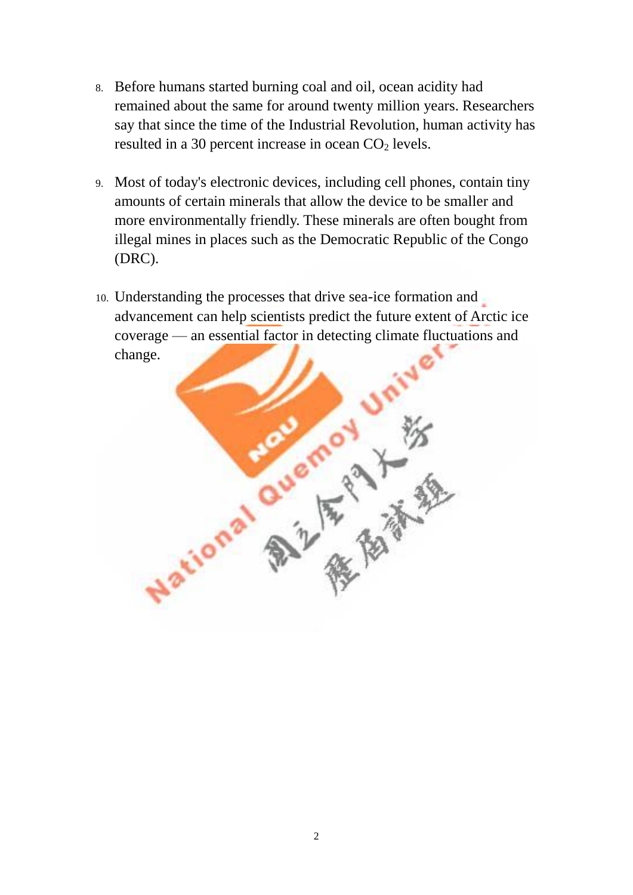8. Before humans started burning coal and oil, ocean acidity had remained about the same for around twenty million years. Researchers say that since the time of the Industrial Revolution, human activity has resulted in a 30 percent increase in ocean $CO_2$ levels.

9. Most of today's electronic devices, including cell phones, contain tiny amounts of certain minerals that allow the device to be smaller and more environmentally friendly. These minerals are often bought from illegal mines in places such as the Democratic Republic of the Congo (DRC).

10. Understanding the processes that drive sea-ice formation and advancement can help scientists predict the future extent of Arctic ice coverage — an essential factor in detecting climate fluctuations and change.